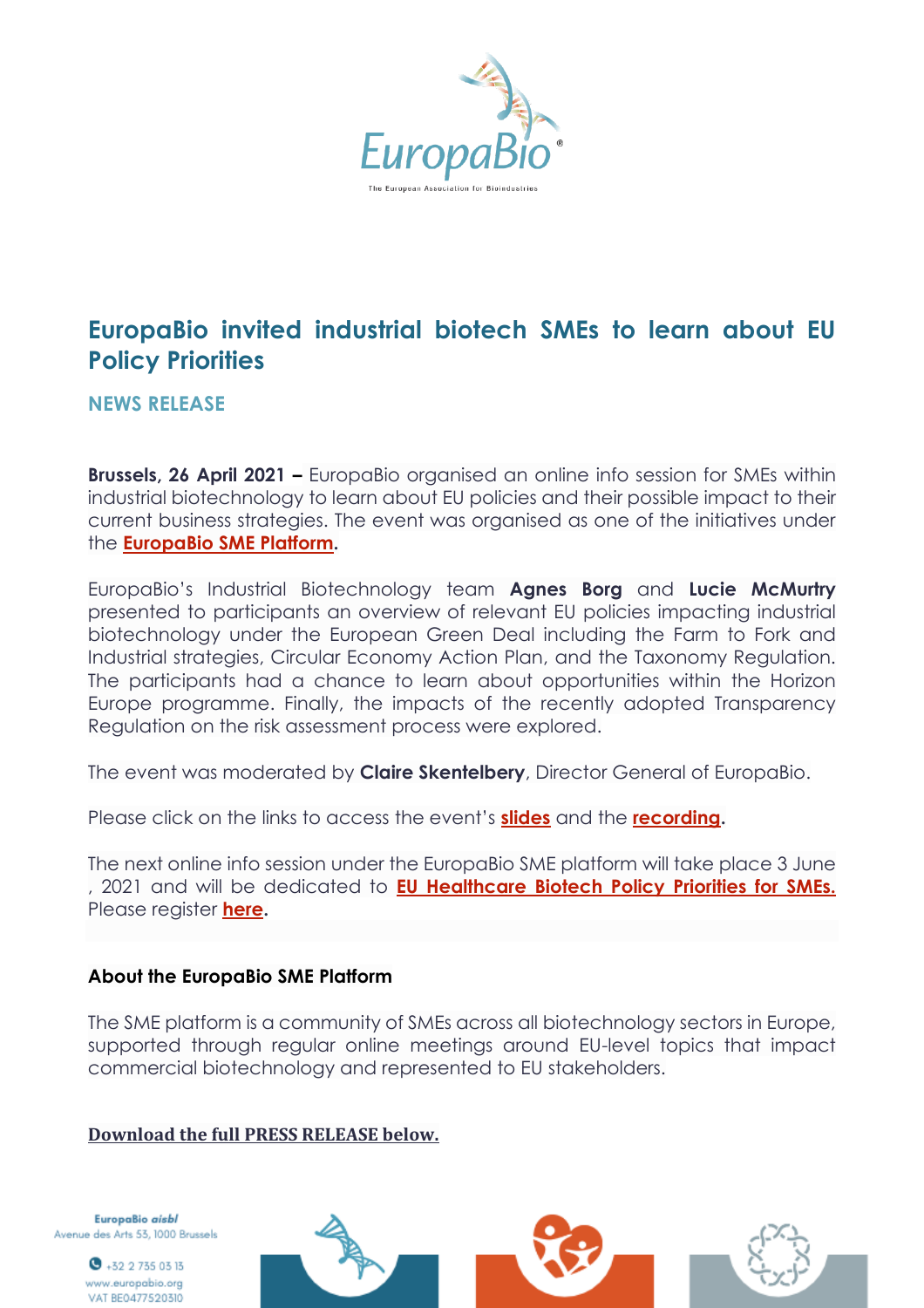# EuropaBio invited industrial biotech SMEs to learn about EU Policy Priorities

## NEWS RELEASE

**Brussels, 26 April 2021 –** EuropaBio organised an online info session for SMEs within industrial biotechnology to learn about EU policies and their possible impact to their current business strategies. The event was organised as one of the initiatives under the **EuropaBio SME Platform**.

EuropaBio's Industrial Biotechnology team **Agnes Borg** and **Lucie McMurtry** presented to participants an overview of relevant EU policies impacting industrial biotechnology under the European Green Deal including the Farm to Fork and Industrial strategies, Circular Economy Action Plan, and the Taxonomy Regulation. The participants had a chance to learn about opportunities within the Horizon Europe programme. Finally, the impacts of the recently adopted Transparency Regulation on the risk assessment process were explored.

The event was moderated by **Claire Skentelbery**, Director General of EuropaBio.

Please click on the links to access the event's **slides** and the **recording**.

The next online info session under the EuropaBio SME platform will take place 3 June , 2021 and will be dedicated to **EU Healthcare Biotech Policy Priorities for SMEs.** Please register **here**.

### About the EuropaBio SME Platform

The SME platform is a community of SMEs across all biotechnology sectors in Europe, supported through regular online meetings around EU-level topics that impact commercial biotechnology and represented to EU stakeholders.

**Download the full PRESS RELEASE below.**

EuropaBio *aisbl*
Avenue des Arts 53, 1000 Brussels
+32 2 735 03 13
www.europabio.org
VAT BE0477520310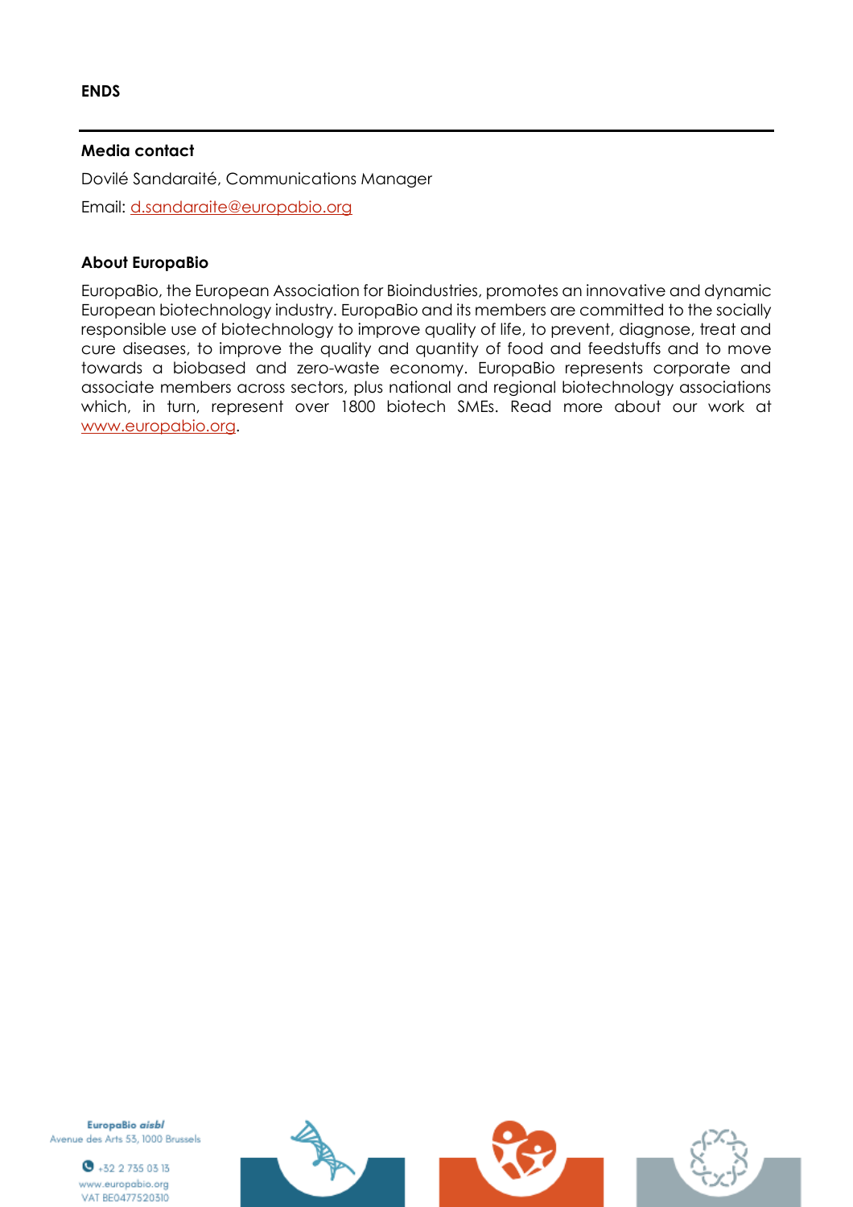**ENDS**

---

**Media contact**

Dovilé Sandaraité, Communications Manager

Email: d.sandaraite@europabio.org

**About EuropaBio**

EuropaBio, the European Association for Bioindustries, promotes an innovative and dynamic European biotechnology industry. EuropaBio and its members are committed to the socially responsible use of biotechnology to improve quality of life, to prevent, diagnose, treat and cure diseases, to improve the quality and quantity of food and feedstuffs and to move towards a biobased and zero-waste economy. EuropaBio represents corporate and associate members across sectors, plus national and regional biotechnology associations which, in turn, represent over 1800 biotech SMEs. Read more about our work at www.europabio.org.

EuropaBio *aisbl*
Avenue des Arts 53, 1000 Brussels

+32 2 735 03 13
www.europabio.org
VAT BE0477520310